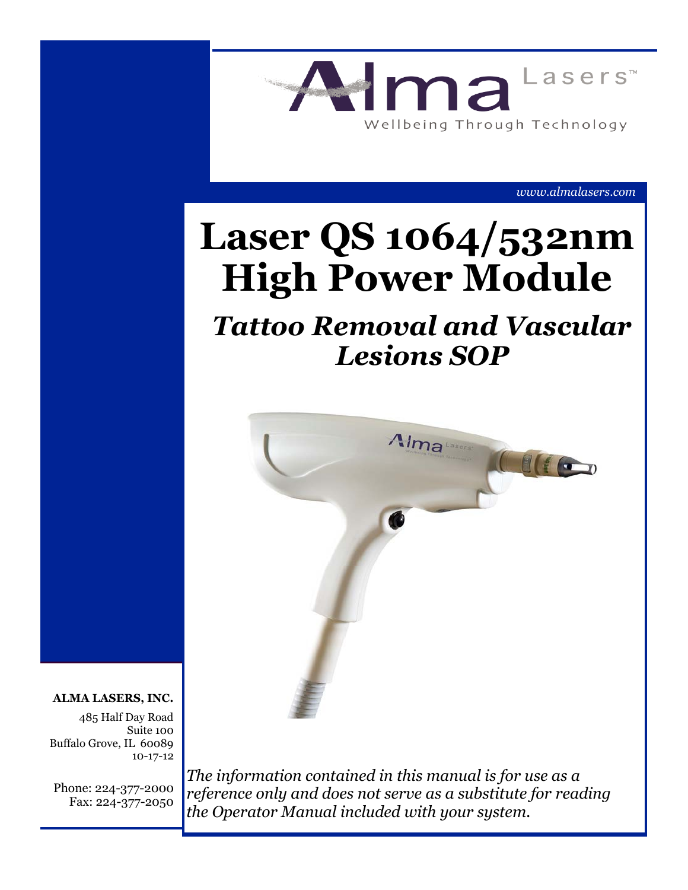Alma Lasers™

Wellbeing Through Technology

www.almalasers.com

# Laser QS 1064/532nm High Power Module

## *Tattoo Removal and Vascular Lesions SOP*

**ALMA LASERS, INC.**

485 Half Day Road
Suite 100
Buffalo Grove, IL 60089
10-17-12

Phone: 224-377-2000
Fax: 224-377-2050

*The information contained in this manual is for use as a reference only and does not serve as a substitute for reading the Operator Manual included with your system.*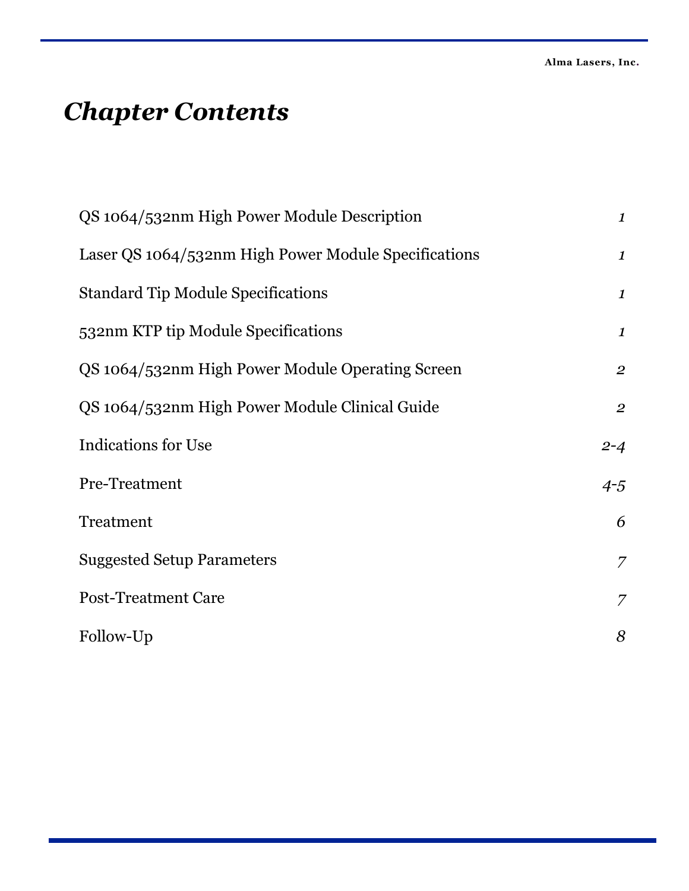# *Chapter Contents*

| | |
|---|---|
| QS 1064/532nm High Power Module Description | *1* |
| Laser QS 1064/532nm High Power Module Specifications | *1* |
| Standard Tip Module Specifications | *1* |
| 532nm KTP tip Module Specifications | *1* |
| QS 1064/532nm High Power Module Operating Screen | *2* |
| QS 1064/532nm High Power Module Clinical Guide | *2* |
| Indications for Use | *2-4* |
| Pre-Treatment | *4-5* |
| Treatment | *6* |
| Suggested Setup Parameters | *7* |
| Post-Treatment Care | *7* |
| Follow-Up | *8* |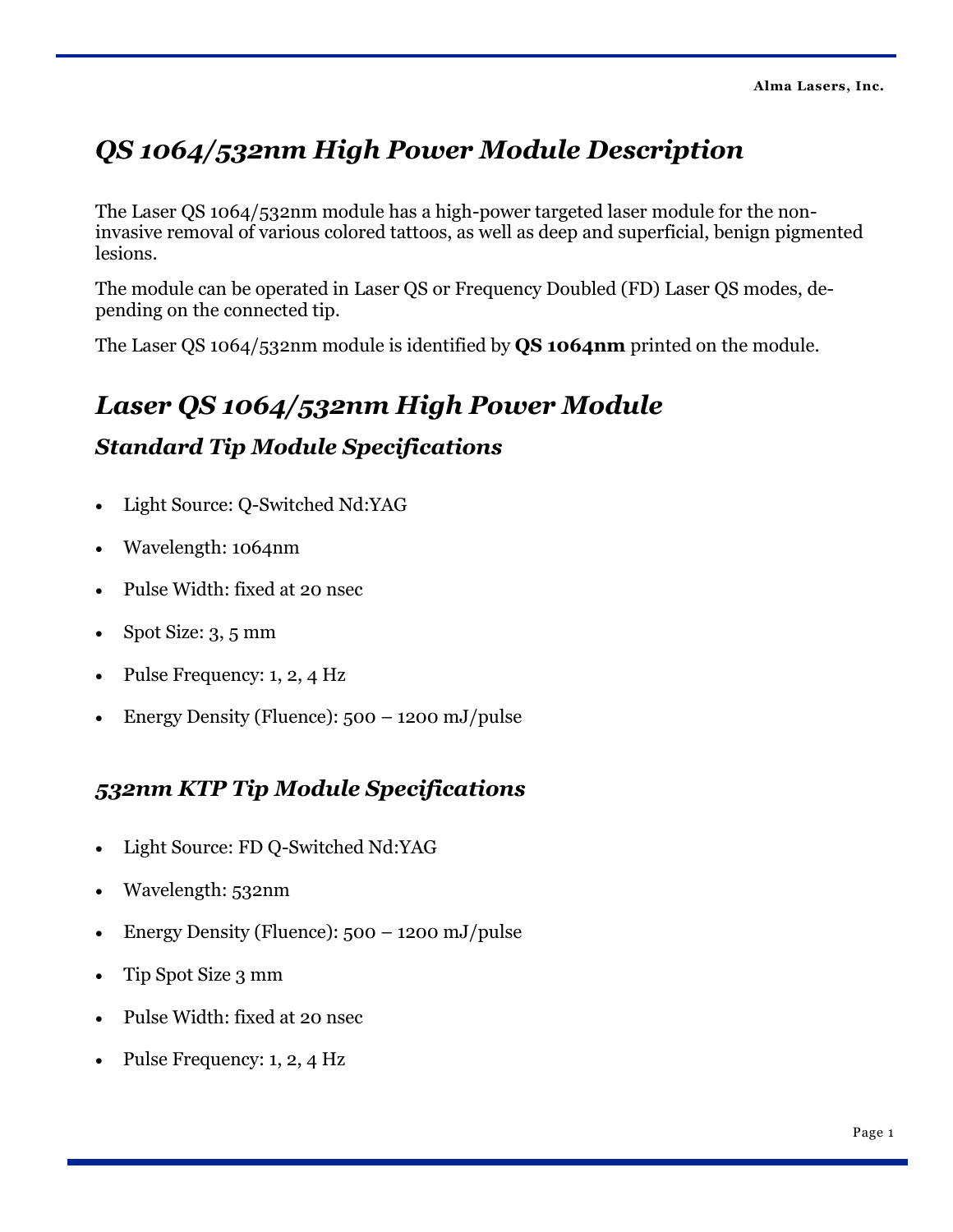# QS 1064/532nm High Power Module Description

The Laser QS 1064/532nm module has a high-power targeted laser module for the non-invasive removal of various colored tattoos, as well as deep and superficial, benign pigmented lesions.

The module can be operated in Laser QS or Frequency Doubled (FD) Laser QS modes, depending on the connected tip.

The Laser QS 1064/532nm module is identified by **QS 1064nm** printed on the module.

# Laser QS 1064/532nm High Power Module

## Standard Tip Module Specifications

- Light Source: Q-Switched Nd:YAG
- Wavelength: 1064nm
- Pulse Width: fixed at 20 nsec
- Spot Size: 3, 5 mm
- Pulse Frequency: 1, 2, 4 Hz
- Energy Density (Fluence): 500 – 1200 mJ/pulse

## 532nm KTP Tip Module Specifications

- Light Source: FD Q-Switched Nd:YAG
- Wavelength: 532nm
- Energy Density (Fluence): 500 – 1200 mJ/pulse
- Tip Spot Size 3 mm
- Pulse Width: fixed at 20 nsec
- Pulse Frequency: 1, 2, 4 Hz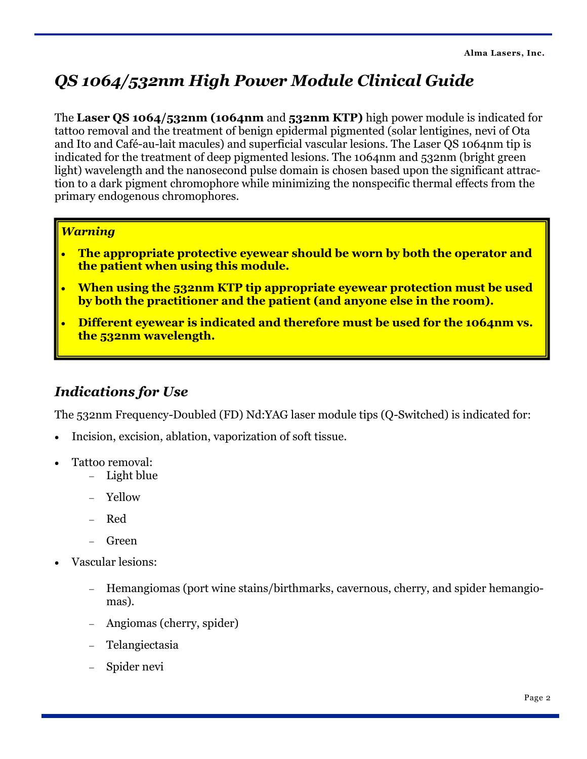# *QS 1064/532nm High Power Module Clinical Guide*

The **Laser QS 1064/532nm (1064nm** and **532nm KTP)** high power module is indicated for tattoo removal and the treatment of benign epidermal pigmented (solar lentigines, nevi of Ota and Ito and Café-au-lait macules) and superficial vascular lesions. The Laser QS 1064nm tip is indicated for the treatment of deep pigmented lesions. The 1064nm and 532nm (bright green light) wavelength and the nanosecond pulse domain is chosen based upon the significant attraction to a dark pigment chromophore while minimizing the nonspecific thermal effects from the primary endogenous chromophores.

> ***Warning***
>
> - **The appropriate protective eyewear should be worn by both the operator and the patient when using this module.**
> - **When using the 532nm KTP tip appropriate eyewear protection must be used by both the practitioner and the patient (and anyone else in the room).**
> - **Different eyewear is indicated and therefore must be used for the 1064nm vs. the 532nm wavelength.**

## *Indications for Use*

The 532nm Frequency-Doubled (FD) Nd:YAG laser module tips (Q-Switched) is indicated for:

- Incision, excision, ablation, vaporization of soft tissue.
- Tattoo removal:
  - Light blue
  - Yellow
  - Red
  - Green
- Vascular lesions:
  - Hemangiomas (port wine stains/birthmarks, cavernous, cherry, and spider hemangiomas).
  - Angiomas (cherry, spider)
  - Telangiectasia
  - Spider nevi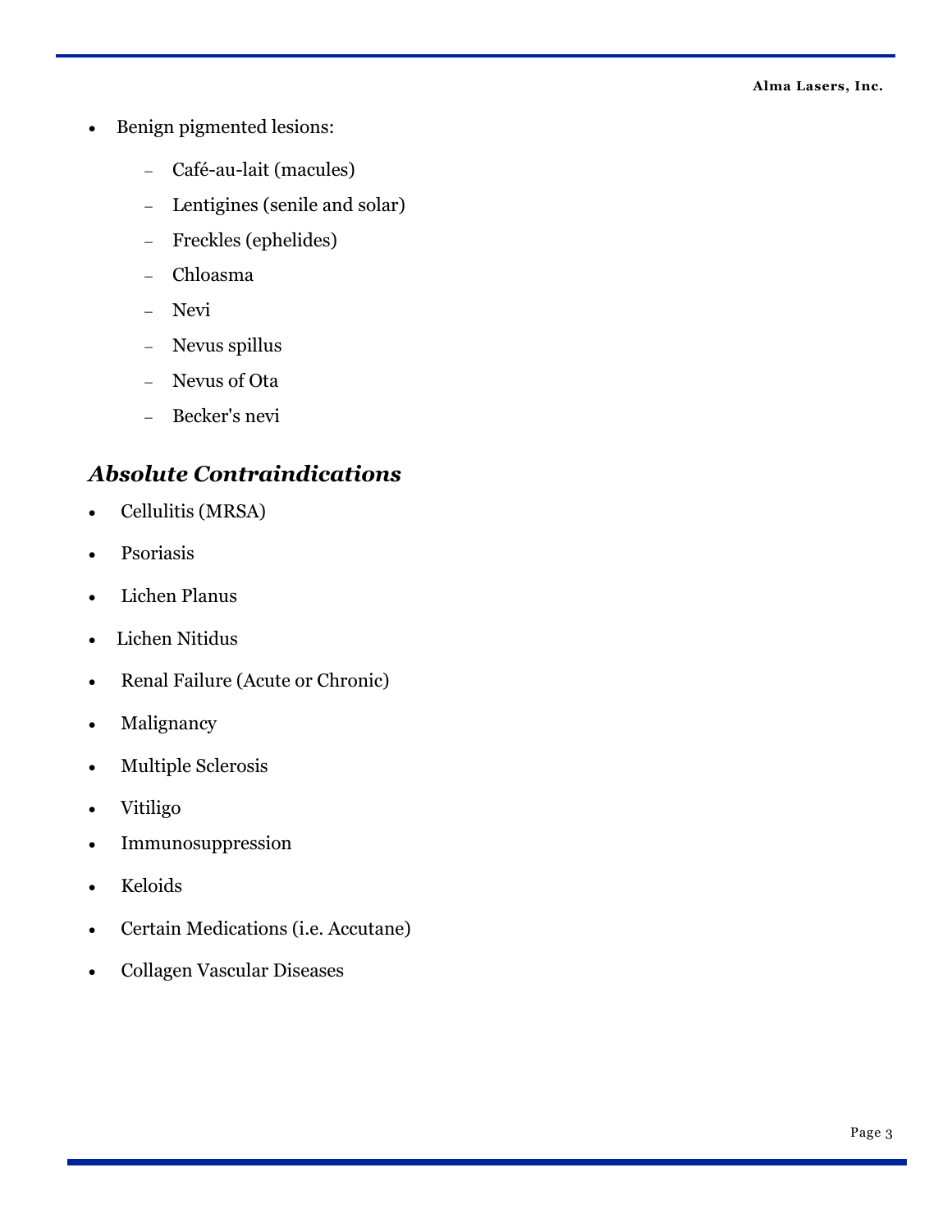- Benign pigmented lesions:
  - Café-au-lait (macules)
  - Lentigines (senile and solar)
  - Freckles (ephelides)
  - Chloasma
  - Nevi
  - Nevus spillus
  - Nevus of Ota
  - Becker's nevi

## *Absolute Contraindications*

- Cellulitis (MRSA)
- Psoriasis
- Lichen Planus
- Lichen Nitidus
- Renal Failure (Acute or Chronic)
- Malignancy
- Multiple Sclerosis
- Vitiligo
- Immunosuppression
- Keloids
- Certain Medications (i.e. Accutane)
- Collagen Vascular Diseases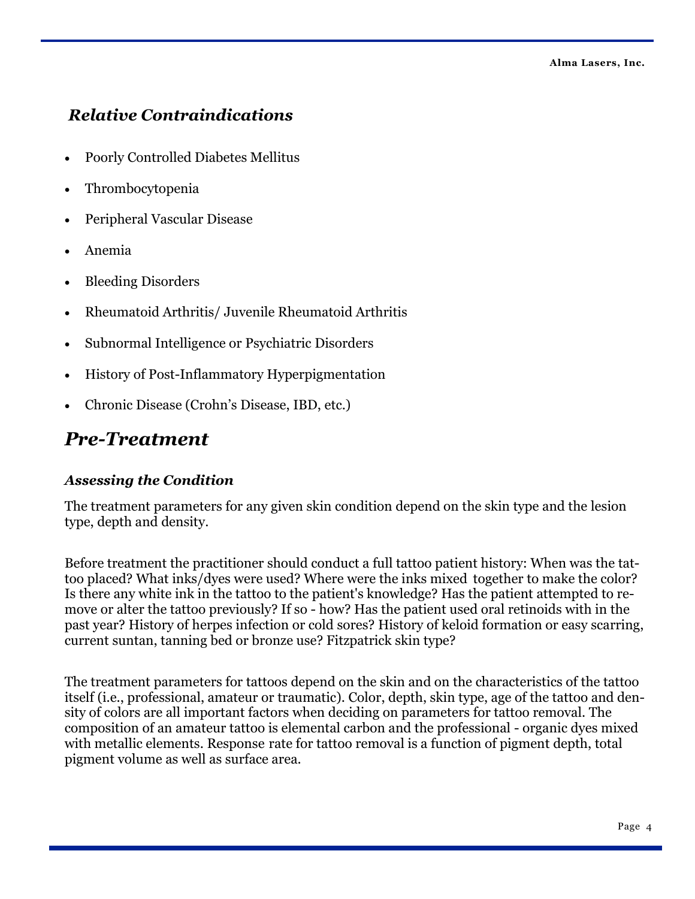### *Relative Contraindications*

- Poorly Controlled Diabetes Mellitus
- Thrombocytopenia
- Peripheral Vascular Disease
- Anemia
- Bleeding Disorders
- Rheumatoid Arthritis/ Juvenile Rheumatoid Arthritis
- Subnormal Intelligence or Psychiatric Disorders
- History of Post-Inflammatory Hyperpigmentation
- Chronic Disease (Crohn's Disease, IBD, etc.)

## *Pre-Treatment*

### *Assessing the Condition*

The treatment parameters for any given skin condition depend on the skin type and the lesion type, depth and density.

Before treatment the practitioner should conduct a full tattoo patient history: When was the tattoo placed? What inks/dyes were used? Where were the inks mixed together to make the color? Is there any white ink in the tattoo to the patient's knowledge? Has the patient attempted to remove or alter the tattoo previously? If so - how? Has the patient used oral retinoids with in the past year? History of herpes infection or cold sores? History of keloid formation or easy scarring, current suntan, tanning bed or bronze use? Fitzpatrick skin type?

The treatment parameters for tattoos depend on the skin and on the characteristics of the tattoo itself (i.e., professional, amateur or traumatic). Color, depth, skin type, age of the tattoo and density of colors are all important factors when deciding on parameters for tattoo removal. The composition of an amateur tattoo is elemental carbon and the professional - organic dyes mixed with metallic elements. Response rate for tattoo removal is a function of pigment depth, total pigment volume as well as surface area.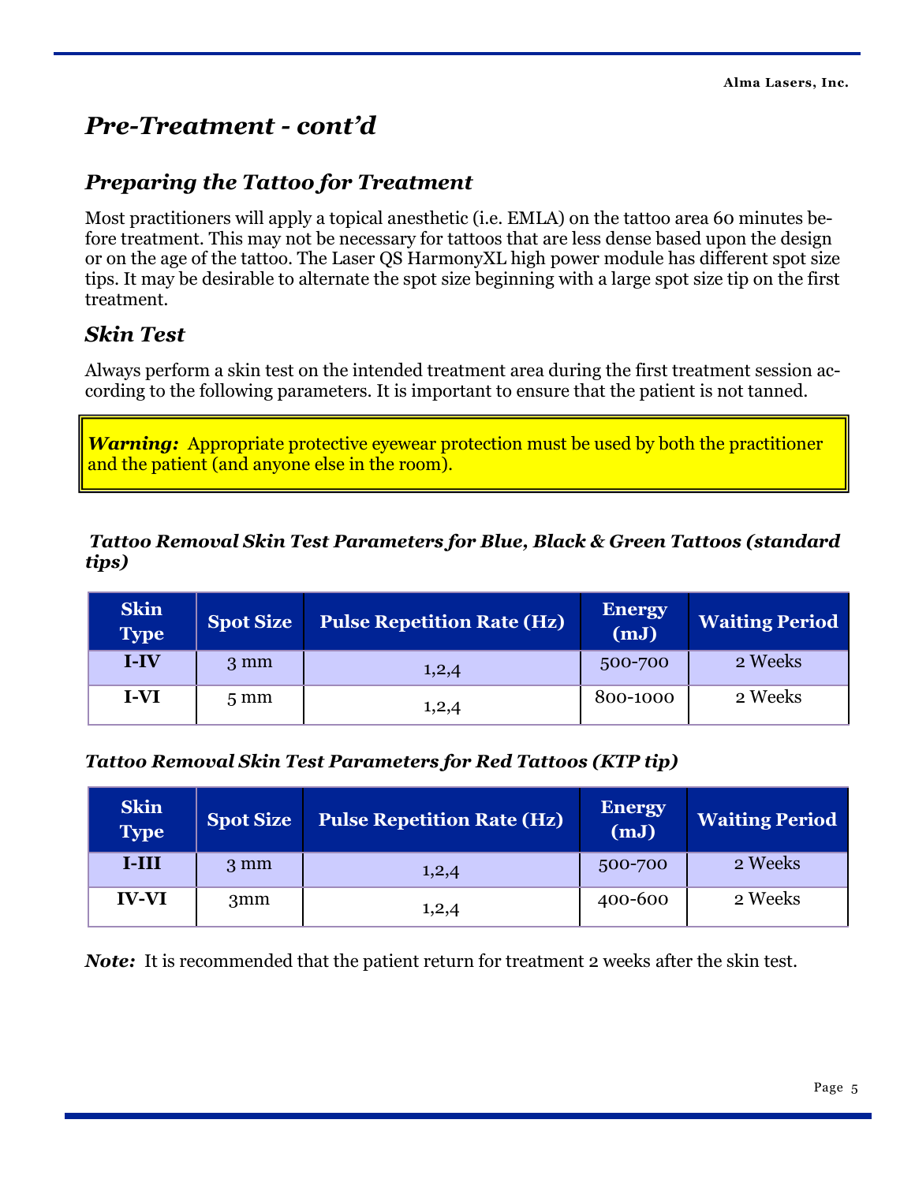# *Pre-Treatment - cont'd*

## *Preparing the Tattoo for Treatment*

Most practitioners will apply a topical anesthetic (i.e. EMLA) on the tattoo area 60 minutes before treatment. This may not be necessary for tattoos that are less dense based upon the design or on the age of the tattoo. The Laser QS HarmonyXL high power module has different spot size tips. It may be desirable to alternate the spot size beginning with a large spot size tip on the first treatment.

## *Skin Test*

Always perform a skin test on the intended treatment area during the first treatment session according to the following parameters. It is important to ensure that the patient is not tanned.

> ***Warning:*** Appropriate protective eyewear protection must be used by both the practitioner and the patient (and anyone else in the room).

***Tattoo Removal Skin Test Parameters for Blue, Black & Green Tattoos (standard tips)***

| Skin Type | Spot Size | Pulse Repetition Rate (Hz) | Energy (mJ) | Waiting Period |
|---|---|---|---|---|
| **I-IV** | 3 mm | 1,2,4 | 500-700 | 2 Weeks |
| **I-VI** | 5 mm | 1,2,4 | 800-1000 | 2 Weeks |

***Tattoo Removal Skin Test Parameters for Red Tattoos (KTP tip)***

| Skin Type | Spot Size | Pulse Repetition Rate (Hz) | Energy (mJ) | Waiting Period |
|---|---|---|---|---|
| **I-III** | 3 mm | 1,2,4 | 500-700 | 2 Weeks |
| **IV-VI** | 3mm | 1,2,4 | 400-600 | 2 Weeks |

***Note:*** It is recommended that the patient return for treatment 2 weeks after the skin test.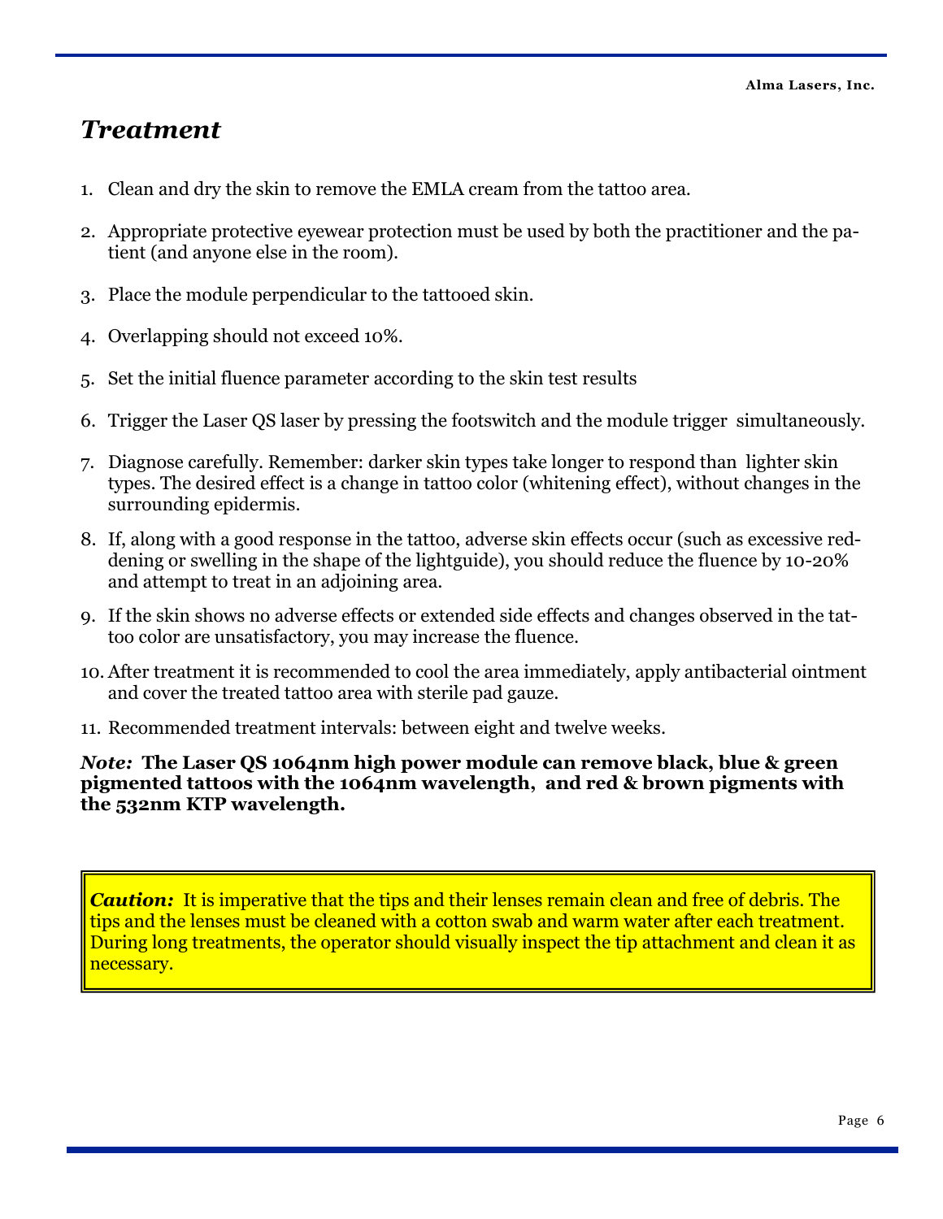## *Treatment*

1. Clean and dry the skin to remove the EMLA cream from the tattoo area.
2. Appropriate protective eyewear protection must be used by both the practitioner and the patient (and anyone else in the room).
3. Place the module perpendicular to the tattooed skin.
4. Overlapping should not exceed 10%.
5. Set the initial fluence parameter according to the skin test results
6. Trigger the Laser QS laser by pressing the footswitch and the module trigger simultaneously.
7. Diagnose carefully. Remember: darker skin types take longer to respond than lighter skin types. The desired effect is a change in tattoo color (whitening effect), without changes in the surrounding epidermis.
8. If, along with a good response in the tattoo, adverse skin effects occur (such as excessive reddening or swelling in the shape of the lightguide), you should reduce the fluence by 10-20% and attempt to treat in an adjoining area.
9. If the skin shows no adverse effects or extended side effects and changes observed in the tattoo color are unsatisfactory, you may increase the fluence.
10. After treatment it is recommended to cool the area immediately, apply antibacterial ointment and cover the treated tattoo area with sterile pad gauze.
11. Recommended treatment intervals: between eight and twelve weeks.

***Note:*** **The Laser QS 1064nm high power module can remove black, blue & green pigmented tattoos with the 1064nm wavelength, and red & brown pigments with the 532nm KTP wavelength.**

> ***Caution:*** It is imperative that the tips and their lenses remain clean and free of debris. The tips and the lenses must be cleaned with a cotton swab and warm water after each treatment. During long treatments, the operator should visually inspect the tip attachment and clean it as necessary.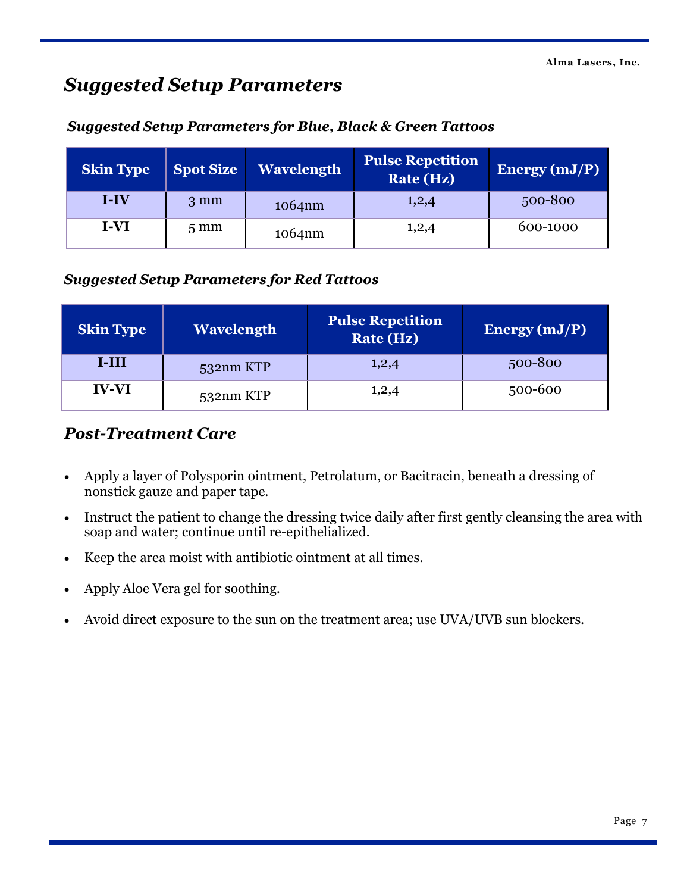## *Suggested Setup Parameters*

### *Suggested Setup Parameters for Blue, Black & Green Tattoos*

| Skin Type | Spot Size | Wavelength | Pulse Repetition Rate (Hz) | Energy (mJ/P) |
|---|---|---|---|---|
| **I-IV** | 3 mm | 1064nm | 1,2,4 | 500-800 |
| **I-VI** | 5 mm | 1064nm | 1,2,4 | 600-1000 |

### *Suggested Setup Parameters for Red Tattoos*

| Skin Type | Wavelength | Pulse Repetition Rate (Hz) | Energy (mJ/P) |
|---|---|---|---|
| **I-III** | 532nm KTP | 1,2,4 | 500-800 |
| **IV-VI** | 532nm KTP | 1,2,4 | 500-600 |

## *Post-Treatment Care*

- Apply a layer of Polysporin ointment, Petrolatum, or Bacitracin, beneath a dressing of nonstick gauze and paper tape.
- Instruct the patient to change the dressing twice daily after first gently cleansing the area with soap and water; continue until re-epithelialized.
- Keep the area moist with antibiotic ointment at all times.
- Apply Aloe Vera gel for soothing.
- Avoid direct exposure to the sun on the treatment area; use UVA/UVB sun blockers.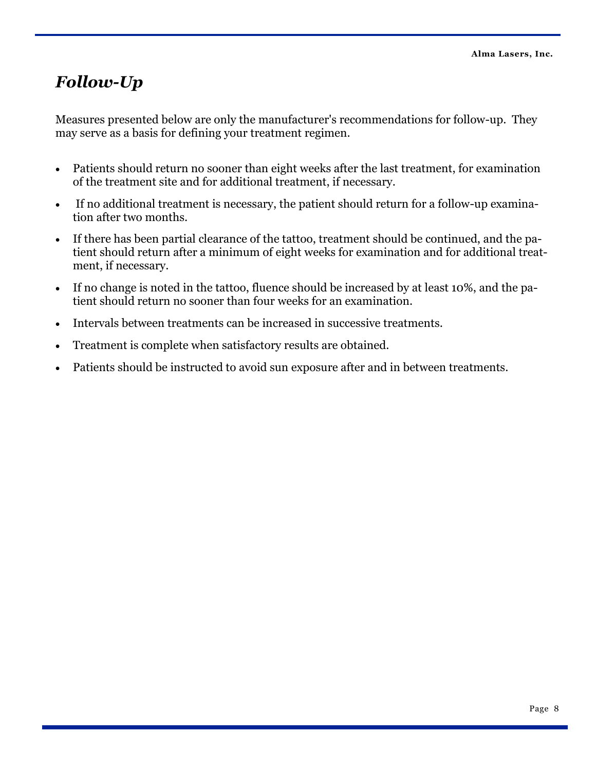## *Follow-Up*

Measures presented below are only the manufacturer's recommendations for follow-up. They may serve as a basis for defining your treatment regimen.

- Patients should return no sooner than eight weeks after the last treatment, for examination of the treatment site and for additional treatment, if necessary.
- If no additional treatment is necessary, the patient should return for a follow-up examination after two months.
- If there has been partial clearance of the tattoo, treatment should be continued, and the patient should return after a minimum of eight weeks for examination and for additional treatment, if necessary.
- If no change is noted in the tattoo, fluence should be increased by at least 10%, and the patient should return no sooner than four weeks for an examination.
- Intervals between treatments can be increased in successive treatments.
- Treatment is complete when satisfactory results are obtained.
- Patients should be instructed to avoid sun exposure after and in between treatments.